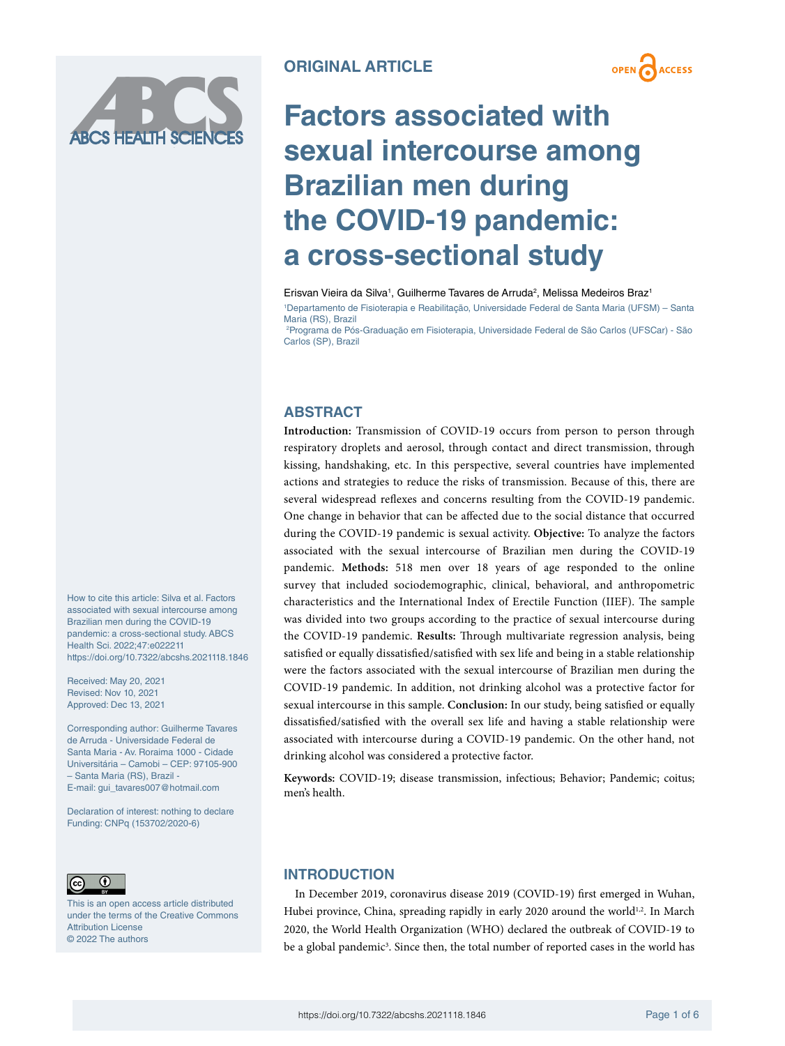ORIGINAL ARTICLE

# Factors associated with sexual intercourse among Brazilian men during the COVID-19 pandemic: a cross-sectional study

Erisvan Vieira da Silva[1], Guilherme Tavares de Arruda[2], Melissa Medeiros Braz[1]

[1]Departamento de Fisioterapia e Reabilitação, Universidade Federal de Santa Maria (UFSM) – Santa Maria (RS), Brazil

[2]Programa de Pós-Graduação em Fisioterapia, Universidade Federal de São Carlos (UFSCar) - São Carlos (SP), Brazil

How to cite this article: Silva et al. Factors associated with sexual intercourse among Brazilian men during the COVID-19 pandemic: a cross-sectional study. ABCS Health Sci. 2022;47:e022211 https://doi.org/10.7322/abcshs.2021118.1846

Received: May 20, 2021
Revised: Nov 10, 2021
Approved: Dec 13, 2021

Corresponding author: Guilherme Tavares de Arruda - Universidade Federal de Santa Maria - Av. Roraima 1000 - Cidade Universitária – Camobi – CEP: 97105-900 – Santa Maria (RS), Brazil - E-mail: gui_tavares007@hotmail.com

Declaration of interest: nothing to declare
Funding: CNPq (153702/2020-6)

This is an open access article distributed under the terms of the Creative Commons Attribution License
© 2022 The authors

## ABSTRACT

**Introduction:** Transmission of COVID-19 occurs from person to person through respiratory droplets and aerosol, through contact and direct transmission, through kissing, handshaking, etc. In this perspective, several countries have implemented actions and strategies to reduce the risks of transmission. Because of this, there are several widespread reflexes and concerns resulting from the COVID-19 pandemic. One change in behavior that can be affected due to the social distance that occurred during the COVID-19 pandemic is sexual activity. **Objective:** To analyze the factors associated with the sexual intercourse of Brazilian men during the COVID-19 pandemic. **Methods:** 518 men over 18 years of age responded to the online survey that included sociodemographic, clinical, behavioral, and anthropometric characteristics and the International Index of Erectile Function (IIEF). The sample was divided into two groups according to the practice of sexual intercourse during the COVID-19 pandemic. **Results:** Through multivariate regression analysis, being satisfied or equally dissatisfied/satisfied with sex life and being in a stable relationship were the factors associated with the sexual intercourse of Brazilian men during the COVID-19 pandemic. In addition, not drinking alcohol was a protective factor for sexual intercourse in this sample. **Conclusion:** In our study, being satisfied or equally dissatisfied/satisfied with the overall sex life and having a stable relationship were associated with intercourse during a COVID-19 pandemic. On the other hand, not drinking alcohol was considered a protective factor.

**Keywords:** COVID-19; disease transmission, infectious; Behavior; Pandemic; coitus; men's health.

## INTRODUCTION

In December 2019, coronavirus disease 2019 (COVID-19) first emerged in Wuhan, Hubei province, China, spreading rapidly in early 2020 around the world[1,2]. In March 2020, the World Health Organization (WHO) declared the outbreak of COVID-19 to be a global pandemic[3]. Since then, the total number of reported cases in the world has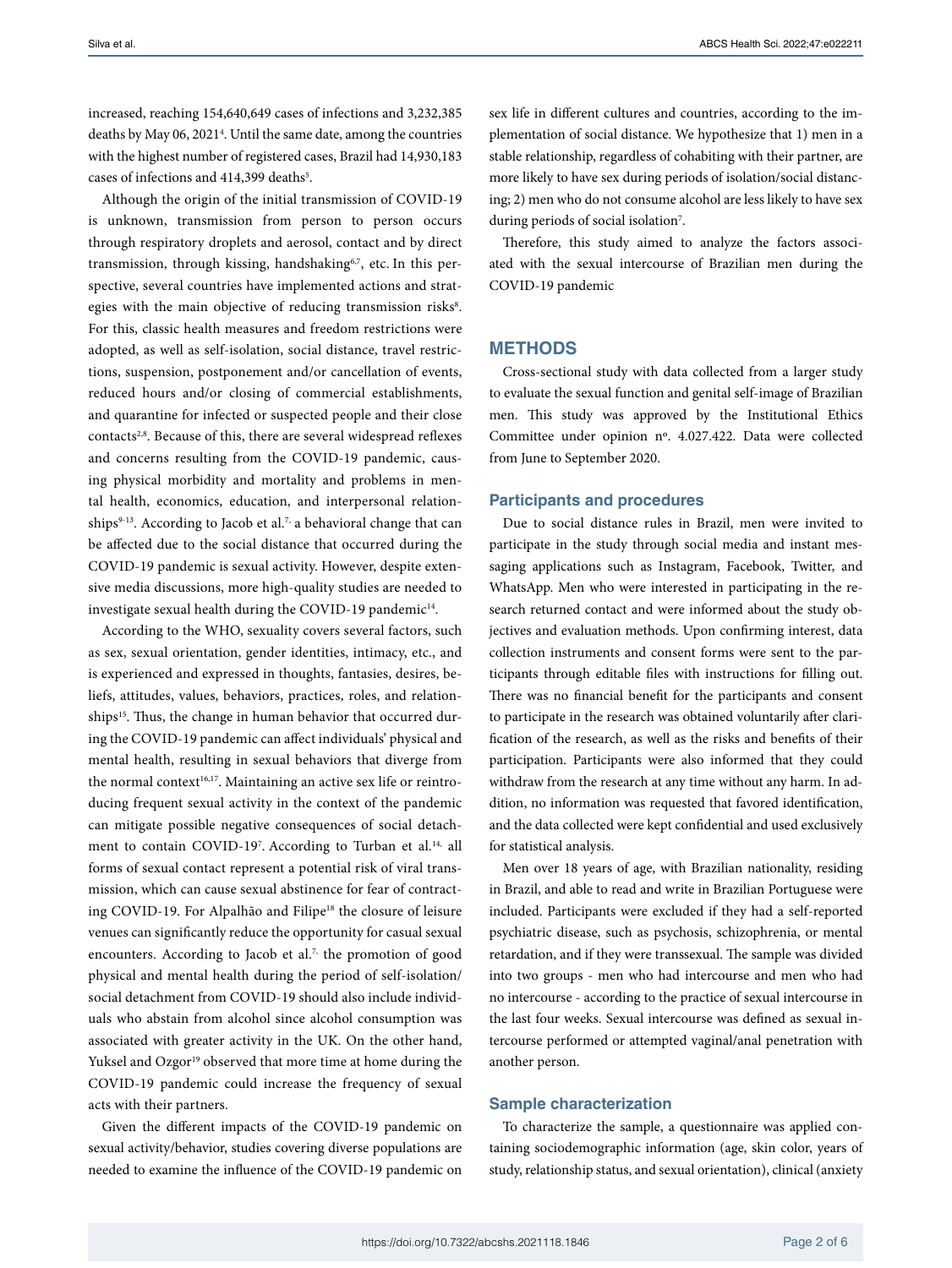increased, reaching 154,640,649 cases of infections and 3,232,385 deaths by May 06, 2021[4]. Until the same date, among the countries with the highest number of registered cases, Brazil had 14,930,183 cases of infections and 414,399 deaths[5].

Although the origin of the initial transmission of COVID-19 is unknown, transmission from person to person occurs through respiratory droplets and aerosol, contact and by direct transmission, through kissing, handshaking[6,7], etc. In this perspective, several countries have implemented actions and strategies with the main objective of reducing transmission risks[8]. For this, classic health measures and freedom restrictions were adopted, as well as self-isolation, social distance, travel restrictions, suspension, postponement and/or cancellation of events, reduced hours and/or closing of commercial establishments, and quarantine for infected or suspected people and their close contacts[2,8]. Because of this, there are several widespread reflexes and concerns resulting from the COVID-19 pandemic, causing physical morbidity and mortality and problems in mental health, economics, education, and interpersonal relationships[9-13]. According to Jacob et al.[7], a behavioral change that can be affected due to the social distance that occurred during the COVID-19 pandemic is sexual activity. However, despite extensive media discussions, more high-quality studies are needed to investigate sexual health during the COVID-19 pandemic[14].

According to the WHO, sexuality covers several factors, such as sex, sexual orientation, gender identities, intimacy, etc., and is experienced and expressed in thoughts, fantasies, desires, beliefs, attitudes, values, behaviors, practices, roles, and relationships[15]. Thus, the change in human behavior that occurred during the COVID-19 pandemic can affect individuals' physical and mental health, resulting in sexual behaviors that diverge from the normal context[16,17]. Maintaining an active sex life or reintroducing frequent sexual activity in the context of the pandemic can mitigate possible negative consequences of social detachment to contain COVID-19[7]. According to Turban et al.[14], all forms of sexual contact represent a potential risk of viral transmission, which can cause sexual abstinence for fear of contracting COVID-19. For Alpalhão and Filipe[18] the closure of leisure venues can significantly reduce the opportunity for casual sexual encounters. According to Jacob et al.[7], the promotion of good physical and mental health during the period of self-isolation/social detachment from COVID-19 should also include individuals who abstain from alcohol since alcohol consumption was associated with greater activity in the UK. On the other hand, Yuksel and Ozgor[19] observed that more time at home during the COVID-19 pandemic could increase the frequency of sexual acts with their partners.

Given the different impacts of the COVID-19 pandemic on sexual activity/behavior, studies covering diverse populations are needed to examine the influence of the COVID-19 pandemic on sex life in different cultures and countries, according to the implementation of social distance. We hypothesize that 1) men in a stable relationship, regardless of cohabiting with their partner, are more likely to have sex during periods of isolation/social distancing; 2) men who do not consume alcohol are less likely to have sex during periods of social isolation[7].

Therefore, this study aimed to analyze the factors associated with the sexual intercourse of Brazilian men during the COVID-19 pandemic

## METHODS

Cross-sectional study with data collected from a larger study to evaluate the sexual function and genital self-image of Brazilian men. This study was approved by the Institutional Ethics Committee under opinion nº. 4.027.422. Data were collected from June to September 2020.

### Participants and procedures

Due to social distance rules in Brazil, men were invited to participate in the study through social media and instant messaging applications such as Instagram, Facebook, Twitter, and WhatsApp. Men who were interested in participating in the research returned contact and were informed about the study objectives and evaluation methods. Upon confirming interest, data collection instruments and consent forms were sent to the participants through editable files with instructions for filling out. There was no financial benefit for the participants and consent to participate in the research was obtained voluntarily after clarification of the research, as well as the risks and benefits of their participation. Participants were also informed that they could withdraw from the research at any time without any harm. In addition, no information was requested that favored identification, and the data collected were kept confidential and used exclusively for statistical analysis.

Men over 18 years of age, with Brazilian nationality, residing in Brazil, and able to read and write in Brazilian Portuguese were included. Participants were excluded if they had a self-reported psychiatric disease, such as psychosis, schizophrenia, or mental retardation, and if they were transsexual. The sample was divided into two groups - men who had intercourse and men who had no intercourse - according to the practice of sexual intercourse in the last four weeks. Sexual intercourse was defined as sexual intercourse performed or attempted vaginal/anal penetration with another person.

### Sample characterization

To characterize the sample, a questionnaire was applied containing sociodemographic information (age, skin color, years of study, relationship status, and sexual orientation), clinical (anxiety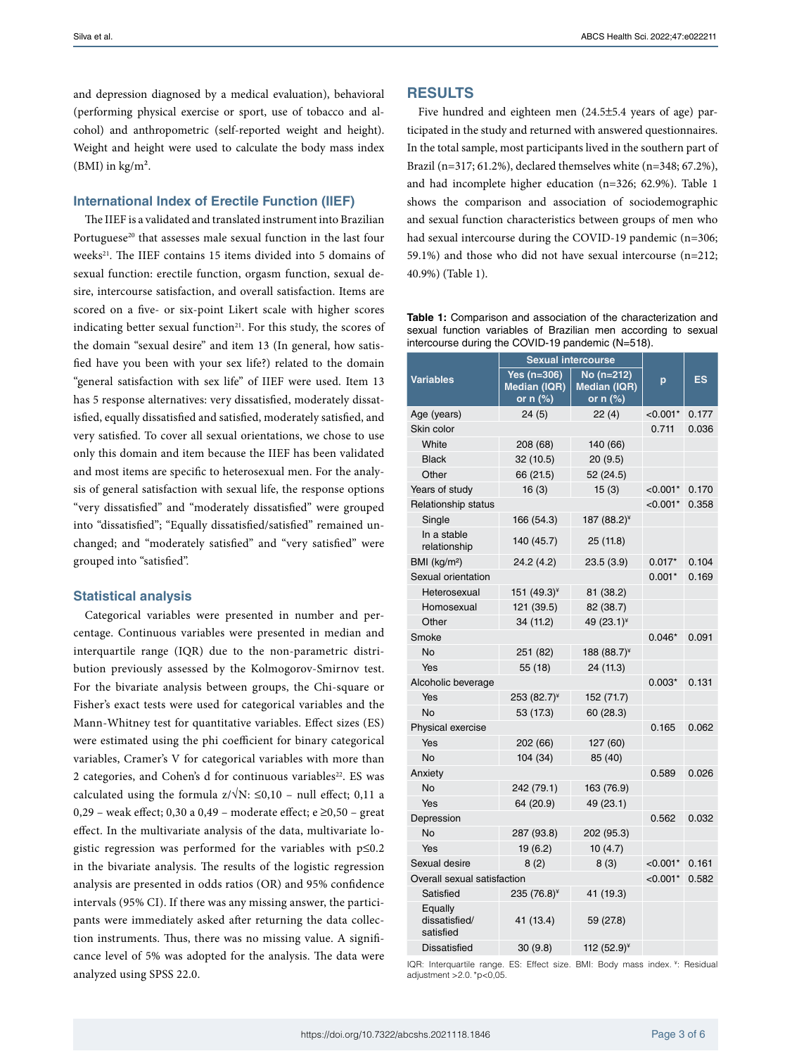and depression diagnosed by a medical evaluation), behavioral (performing physical exercise or sport, use of tobacco and alcohol) and anthropometric (self-reported weight and height). Weight and height were used to calculate the body mass index (BMI) in kg/m².

### International Index of Erectile Function (IIEF)

The IIEF is a validated and translated instrument into Brazilian Portuguese[20] that assesses male sexual function in the last four weeks[21]. The IIEF contains 15 items divided into 5 domains of sexual function: erectile function, orgasm function, sexual desire, intercourse satisfaction, and overall satisfaction. Items are scored on a five- or six-point Likert scale with higher scores indicating better sexual function[21]. For this study, the scores of the domain "sexual desire" and item 13 (In general, how satisfied have you been with your sex life?) related to the domain "general satisfaction with sex life" of IIEF were used. Item 13 has 5 response alternatives: very dissatisfied, moderately dissatisfied, equally dissatisfied and satisfied, moderately satisfied, and very satisfied. To cover all sexual orientations, we chose to use only this domain and item because the IIEF has been validated and most items are specific to heterosexual men. For the analysis of general satisfaction with sexual life, the response options "very dissatisfied" and "moderately dissatisfied" were grouped into "dissatisfied"; "Equally dissatisfied/satisfied" remained unchanged; and "moderately satisfied" and "very satisfied" were grouped into "satisfied".

### Statistical analysis

Categorical variables were presented in number and percentage. Continuous variables were presented in median and interquartile range (IQR) due to the non-parametric distribution previously assessed by the Kolmogorov-Smirnov test. For the bivariate analysis between groups, the Chi-square or Fisher's exact tests were used for categorical variables and the Mann-Whitney test for quantitative variables. Effect sizes (ES) were estimated using the phi coefficient for binary categorical variables, Cramer's V for categorical variables with more than 2 categories, and Cohen's d for continuous variables[22]. ES was calculated using the formula $z/\sqrt{N}$: ≤0,10 – null effect; 0,11 a 0,29 – weak effect; 0,30 a 0,49 – moderate effect; e ≥0,50 – great effect. In the multivariate analysis of the data, multivariate logistic regression was performed for the variables with p≤0.2 in the bivariate analysis. The results of the logistic regression analysis are presented in odds ratios (OR) and 95% confidence intervals (95% CI). If there was any missing answer, the participants were immediately asked after returning the data collection instruments. Thus, there was no missing value. A significance level of 5% was adopted for the analysis. The data were analyzed using SPSS 22.0.

## RESULTS

Five hundred and eighteen men (24.5±5.4 years of age) participated in the study and returned with answered questionnaires. In the total sample, most participants lived in the southern part of Brazil (n=317; 61.2%), declared themselves white (n=348; 67.2%), and had incomplete higher education (n=326; 62.9%). Table 1 shows the comparison and association of sociodemographic and sexual function characteristics between groups of men who had sexual intercourse during the COVID-19 pandemic (n=306; 59.1%) and those who did not have sexual intercourse (n=212; 40.9%) (Table 1).

**Table 1:** Comparison and association of the characterization and sexual function variables of Brazilian men according to sexual intercourse during the COVID-19 pandemic (N=518).

| Variables | Sexual intercourse | | p | ES |
|---|---|---|---|---|
| | Yes (n=306) Median (IQR) or n (%) | No (n=212) Median (IQR) or n (%) | | |
| Age (years) | 24 (5) | 22 (4) | <0.001* | 0.177 |
| Skin color | | | 0.711 | 0.036 |
| White | 208 (68) | 140 (66) | | |
| Black | 32 (10.5) | 20 (9.5) | | |
| Other | 66 (21.5) | 52 (24.5) | | |
| Years of study | 16 (3) | 15 (3) | <0.001* | 0.170 |
| Relationship status | | | <0.001* | 0.358 |
| Single | 166 (54.3) | 187 (88.2)¥ | | |
| In a stable relationship | 140 (45.7) | 25 (11.8) | | |
| BMI (kg/m²) | 24.2 (4.2) | 23.5 (3.9) | 0.017* | 0.104 |
| Sexual orientation | | | 0.001* | 0.169 |
| Heterosexual | 151 (49.3)¥ | 81 (38.2) | | |
| Homosexual | 121 (39.5) | 82 (38.7) | | |
| Other | 34 (11.2) | 49 (23.1)¥ | | |
| Smoke | | | 0.046* | 0.091 |
| No | 251 (82) | 188 (88.7)¥ | | |
| Yes | 55 (18) | 24 (11.3) | | |
| Alcoholic beverage | | | 0.003* | 0.131 |
| Yes | 253 (82.7)¥ | 152 (71.7) | | |
| No | 53 (17.3) | 60 (28.3) | | |
| Physical exercise | | | 0.165 | 0.062 |
| Yes | 202 (66) | 127 (60) | | |
| No | 104 (34) | 85 (40) | | |
| Anxiety | | | 0.589 | 0.026 |
| No | 242 (79.1) | 163 (76.9) | | |
| Yes | 64 (20.9) | 49 (23.1) | | |
| Depression | | | 0.562 | 0.032 |
| No | 287 (93.8) | 202 (95.3) | | |
| Yes | 19 (6.2) | 10 (4.7) | | |
| Sexual desire | 8 (2) | 8 (3) | <0.001* | 0.161 |
| Overall sexual satisfaction | | | <0.001* | 0.582 |
| Satisfied | 235 (76.8)¥ | 41 (19.3) | | |
| Equally dissatisfied/ satisfied | 41 (13.4) | 59 (27.8) | | |
| Dissatisfied | 30 (9.8) | 112 (52.9)¥ | | |

IQR: Interquartile range. ES: Effect size. BMI: Body mass index. ¥: Residual adjustment >2.0. *p<0,05.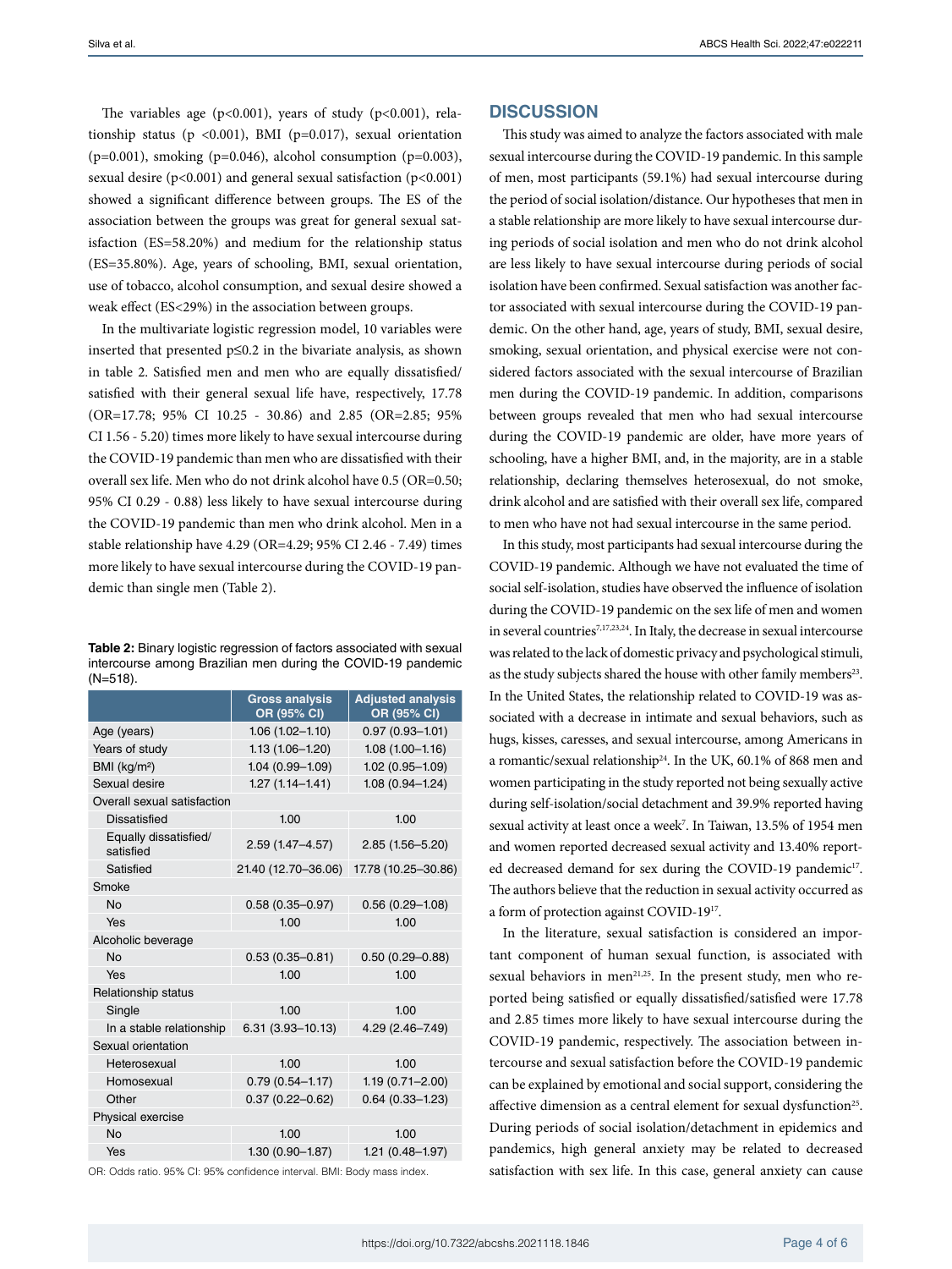The variables age (p<0.001), years of study (p<0.001), relationship status (p <0.001), BMI (p=0.017), sexual orientation (p=0.001), smoking (p=0.046), alcohol consumption (p=0.003), sexual desire (p<0.001) and general sexual satisfaction (p<0.001) showed a significant difference between groups. The ES of the association between the groups was great for general sexual satisfaction (ES=58.20%) and medium for the relationship status (ES=35.80%). Age, years of schooling, BMI, sexual orientation, use of tobacco, alcohol consumption, and sexual desire showed a weak effect (ES<29%) in the association between groups.

In the multivariate logistic regression model, 10 variables were inserted that presented p≤0.2 in the bivariate analysis, as shown in table 2. Satisfied men and men who are equally dissatisfied/satisfied with their general sexual life have, respectively, 17.78 (OR=17.78; 95% CI 10.25 - 30.86) and 2.85 (OR=2.85; 95% CI 1.56 - 5.20) times more likely to have sexual intercourse during the COVID-19 pandemic than men who are dissatisfied with their overall sex life. Men who do not drink alcohol have 0.5 (OR=0.50; 95% CI 0.29 - 0.88) less likely to have sexual intercourse during the COVID-19 pandemic than men who drink alcohol. Men in a stable relationship have 4.29 (OR=4.29; 95% CI 2.46 - 7.49) times more likely to have sexual intercourse during the COVID-19 pandemic than single men (Table 2).

**Table 2:** Binary logistic regression of factors associated with sexual intercourse among Brazilian men during the COVID-19 pandemic (N=518).

| | Gross analysis OR (95% CI) | Adjusted analysis OR (95% CI) |
|---|---|---|
| Age (years) | 1.06 (1.02–1.10) | 0.97 (0.93–1.01) |
| Years of study | 1.13 (1.06–1.20) | 1.08 (1.00–1.16) |
| BMI (kg/m²) | 1.04 (0.99–1.09) | 1.02 (0.95–1.09) |
| Sexual desire | 1.27 (1.14–1.41) | 1.08 (0.94–1.24) |
| Overall sexual satisfaction | | |
| Dissatisfied | 1.00 | 1.00 |
| Equally dissatisfied/satisfied | 2.59 (1.47–4.57) | 2.85 (1.56–5.20) |
| Satisfied | 21.40 (12.70–36.06) | 17.78 (10.25–30.86) |
| Smoke | | |
| No | 0.58 (0.35–0.97) | 0.56 (0.29–1.08) |
| Yes | 1.00 | 1.00 |
| Alcoholic beverage | | |
| No | 0.53 (0.35–0.81) | 0.50 (0.29–0.88) |
| Yes | 1.00 | 1.00 |
| Relationship status | | |
| Single | 1.00 | 1.00 |
| In a stable relationship | 6.31 (3.93–10.13) | 4.29 (2.46–7.49) |
| Sexual orientation | | |
| Heterosexual | 1.00 | 1.00 |
| Homosexual | 0.79 (0.54–1.17) | 1.19 (0.71–2.00) |
| Other | 0.37 (0.22–0.62) | 0.64 (0.33–1.23) |
| Physical exercise | | |
| No | 1.00 | 1.00 |
| Yes | 1.30 (0.90–1.87) | 1.21 (0.48–1.97) |

OR: Odds ratio. 95% CI: 95% confidence interval. BMI: Body mass index.

## DISCUSSION

This study was aimed to analyze the factors associated with male sexual intercourse during the COVID-19 pandemic. In this sample of men, most participants (59.1%) had sexual intercourse during the period of social isolation/distance. Our hypotheses that men in a stable relationship are more likely to have sexual intercourse during periods of social isolation and men who do not drink alcohol are less likely to have sexual intercourse during periods of social isolation have been confirmed. Sexual satisfaction was another factor associated with sexual intercourse during the COVID-19 pandemic. On the other hand, age, years of study, BMI, sexual desire, smoking, sexual orientation, and physical exercise were not considered factors associated with the sexual intercourse of Brazilian men during the COVID-19 pandemic. In addition, comparisons between groups revealed that men who had sexual intercourse during the COVID-19 pandemic are older, have more years of schooling, have a higher BMI, and, in the majority, are in a stable relationship, declaring themselves heterosexual, do not smoke, drink alcohol and are satisfied with their overall sex life, compared to men who have not had sexual intercourse in the same period.

In this study, most participants had sexual intercourse during the COVID-19 pandemic. Although we have not evaluated the time of social self-isolation, studies have observed the influence of isolation during the COVID-19 pandemic on the sex life of men and women in several countries[7,17,23,24]. In Italy, the decrease in sexual intercourse was related to the lack of domestic privacy and psychological stimuli, as the study subjects shared the house with other family members[23]. In the United States, the relationship related to COVID-19 was associated with a decrease in intimate and sexual behaviors, such as hugs, kisses, caresses, and sexual intercourse, among Americans in a romantic/sexual relationship[24]. In the UK, 60.1% of 868 men and women participating in the study reported not being sexually active during self-isolation/social detachment and 39.9% reported having sexual activity at least once a week[7]. In Taiwan, 13.5% of 1954 men and women reported decreased sexual activity and 13.40% reported decreased demand for sex during the COVID-19 pandemic[17]. The authors believe that the reduction in sexual activity occurred as a form of protection against COVID-19[17].

In the literature, sexual satisfaction is considered an important component of human sexual function, is associated with sexual behaviors in men[21,25]. In the present study, men who reported being satisfied or equally dissatisfied/satisfied were 17.78 and 2.85 times more likely to have sexual intercourse during the COVID-19 pandemic, respectively. The association between intercourse and sexual satisfaction before the COVID-19 pandemic can be explained by emotional and social support, considering the affective dimension as a central element for sexual dysfunction[25]. During periods of social isolation/detachment in epidemics and pandemics, high general anxiety may be related to decreased satisfaction with sex life. In this case, general anxiety can cause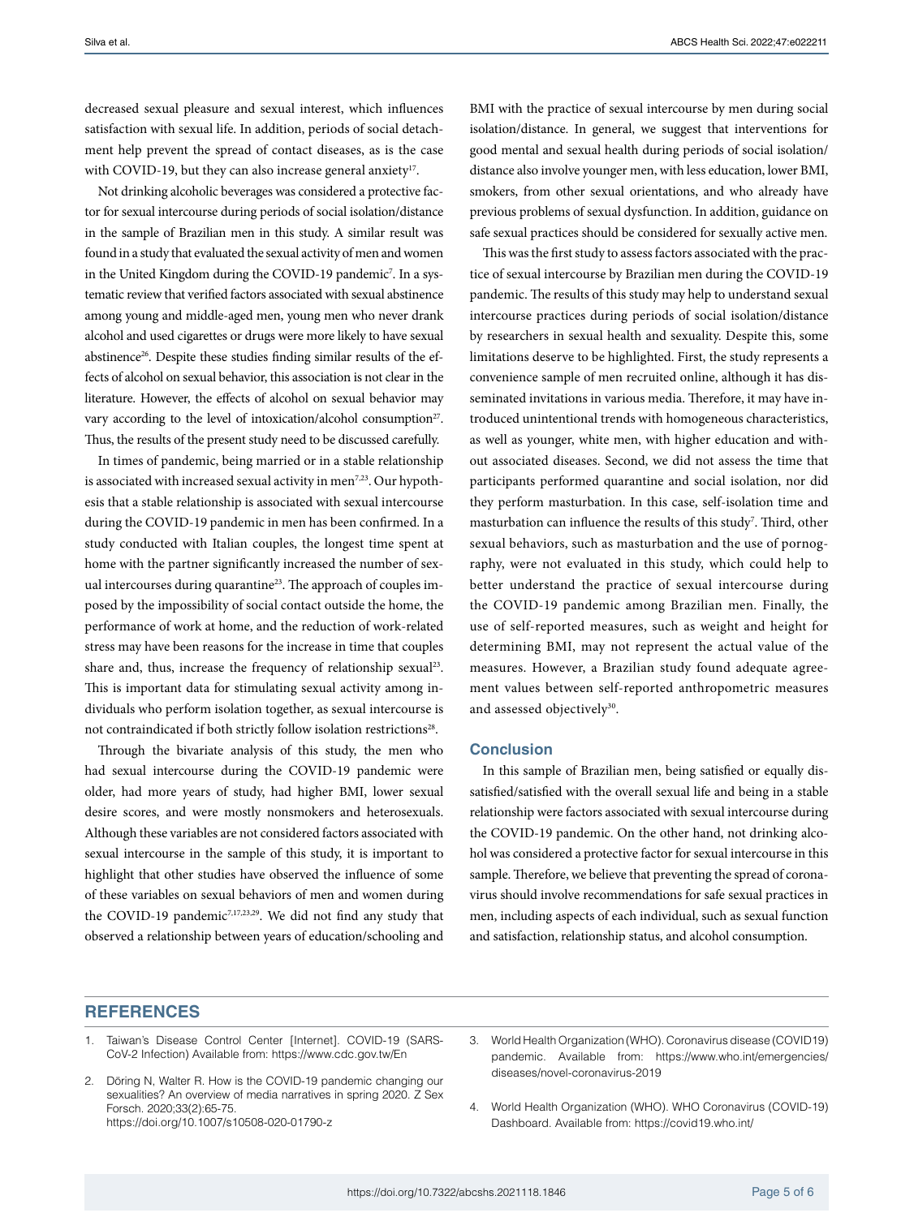decreased sexual pleasure and sexual interest, which influences satisfaction with sexual life. In addition, periods of social detachment help prevent the spread of contact diseases, as is the case with COVID-19, but they can also increase general anxiety[17].

Not drinking alcoholic beverages was considered a protective factor for sexual intercourse during periods of social isolation/distance in the sample of Brazilian men in this study. A similar result was found in a study that evaluated the sexual activity of men and women in the United Kingdom during the COVID-19 pandemic[7]. In a systematic review that verified factors associated with sexual abstinence among young and middle-aged men, young men who never drank alcohol and used cigarettes or drugs were more likely to have sexual abstinence[26]. Despite these studies finding similar results of the effects of alcohol on sexual behavior, this association is not clear in the literature. However, the effects of alcohol on sexual behavior may vary according to the level of intoxication/alcohol consumption[27]. Thus, the results of the present study need to be discussed carefully.

In times of pandemic, being married or in a stable relationship is associated with increased sexual activity in men[7,23]. Our hypothesis that a stable relationship is associated with sexual intercourse during the COVID-19 pandemic in men has been confirmed. In a study conducted with Italian couples, the longest time spent at home with the partner significantly increased the number of sexual intercourses during quarantine[23]. The approach of couples imposed by the impossibility of social contact outside the home, the performance of work at home, and the reduction of work-related stress may have been reasons for the increase in time that couples share and, thus, increase the frequency of relationship sexual[23]. This is important data for stimulating sexual activity among individuals who perform isolation together, as sexual intercourse is not contraindicated if both strictly follow isolation restrictions[28].

Through the bivariate analysis of this study, the men who had sexual intercourse during the COVID-19 pandemic were older, had more years of study, had higher BMI, lower sexual desire scores, and were mostly nonsmokers and heterosexuals. Although these variables are not considered factors associated with sexual intercourse in the sample of this study, it is important to highlight that other studies have observed the influence of some of these variables on sexual behaviors of men and women during the COVID-19 pandemic[7,17,23,29]. We did not find any study that observed a relationship between years of education/schooling and BMI with the practice of sexual intercourse by men during social isolation/distance. In general, we suggest that interventions for good mental and sexual health during periods of social isolation/distance also involve younger men, with less education, lower BMI, smokers, from other sexual orientations, and who already have previous problems of sexual dysfunction. In addition, guidance on safe sexual practices should be considered for sexually active men.

This was the first study to assess factors associated with the practice of sexual intercourse by Brazilian men during the COVID-19 pandemic. The results of this study may help to understand sexual intercourse practices during periods of social isolation/distance by researchers in sexual health and sexuality. Despite this, some limitations deserve to be highlighted. First, the study represents a convenience sample of men recruited online, although it has disseminated invitations in various media. Therefore, it may have introduced unintentional trends with homogeneous characteristics, as well as younger, white men, with higher education and without associated diseases. Second, we did not assess the time that participants performed quarantine and social isolation, nor did they perform masturbation. In this case, self-isolation time and masturbation can influence the results of this study[7]. Third, other sexual behaviors, such as masturbation and the use of pornography, were not evaluated in this study, which could help to better understand the practice of sexual intercourse during the COVID-19 pandemic among Brazilian men. Finally, the use of self-reported measures, such as weight and height for determining BMI, may not represent the actual value of the measures. However, a Brazilian study found adequate agreement values between self-reported anthropometric measures and assessed objectively[30].

## Conclusion

In this sample of Brazilian men, being satisfied or equally dissatisfied/satisfied with the overall sexual life and being in a stable relationship were factors associated with sexual intercourse during the COVID-19 pandemic. On the other hand, not drinking alcohol was considered a protective factor for sexual intercourse in this sample. Therefore, we believe that preventing the spread of coronavirus should involve recommendations for safe sexual practices in men, including aspects of each individual, such as sexual function and satisfaction, relationship status, and alcohol consumption.

## REFERENCES

1. Taiwan's Disease Control Center [Internet]. COVID-19 (SARS-CoV-2 Infection) Available from: https://www.cdc.gov.tw/En
2. Döring N, Walter R. How is the COVID-19 pandemic changing our sexualities? An overview of media narratives in spring 2020. Z Sex Forsch. 2020;33(2):65-75. https://doi.org/10.1007/s10508-020-01790-z
3. World Health Organization (WHO). Coronavirus disease (COVID19) pandemic. Available from: https://www.who.int/emergencies/diseases/novel-coronavirus-2019
4. World Health Organization (WHO). WHO Coronavirus (COVID-19) Dashboard. Available from: https://covid19.who.int/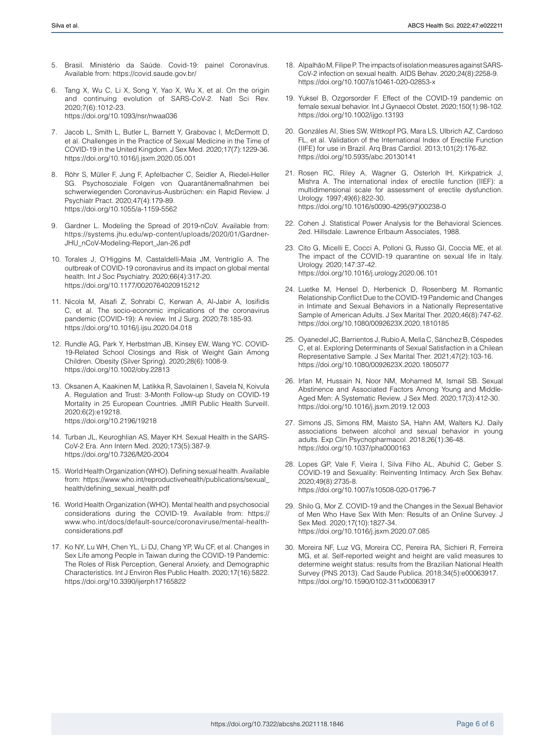5. Brasil. Ministério da Saúde. Covid-19: painel Coronavírus. Available from: https://covid.saude.gov.br/

6. Tang X, Wu C, Li X, Song Y, Yao X, Wu X, et al. On the origin and continuing evolution of SARS-CoV-2. Natl Sci Rev. 2020;7(6):1012-23. https://doi.org/10.1093/nsr/nwaa036

7. Jacob L, Smith L, Butler L, Barnett Y, Grabovac I, McDermott D, et al. Challenges in the Practice of Sexual Medicine in the Time of COVID-19 in the United Kingdom. J Sex Med. 2020;17(7):1229-36. https://doi.org/10.1016/j.jsxm.2020.05.001

8. Röhr S, Müller F, Jung F, Apfelbacher C, Seidler A, Riedel-Heller SG. Psychosoziale Folgen von Quarantänemaßnahmen bei schwerwiegenden Coronavirus-Ausbrüchen: ein Rapid Review. J Psychiatr Pract. 2020;47(4):179-89. https://doi.org/10.1055/a-1159-5562

9. Gardner L. Modeling the Spread of 2019-nCoV. Available from: https://systems.jhu.edu/wp-content/uploads/2020/01/Gardner-JHU_nCoV-Modeling-Report_Jan-26.pdf

10. Torales J, O'Higgins M, Castaldelli-Maia JM, Ventriglio A. The outbreak of COVID-19 coronavirus and its impact on global mental health. Int J Soc Psychiatry. 2020;66(4):317-20. https://doi.org/10.1177/0020764020915212

11. Nicola M, Alsafi Z, Sohrabi C, Kerwan A, Al-Jabir A, Iosifidis C, et al. The socio-economic implications of the coronavirus pandemic (COVID-19): A review. Int J Surg. 2020;78:185-93. https://doi.org/10.1016/j.ijsu.2020.04.018

12. Rundle AG, Park Y, Herbstman JB, Kinsey EW, Wang YC. COVID-19-Related School Closings and Risk of Weight Gain Among Children. Obesity (Silver Spring). 2020;28(6):1008-9. https://doi.org/10.1002/oby.22813

13. Oksanen A, Kaakinen M, Latikka R, Savolainen I, Savela N, Koivula A. Regulation and Trust: 3-Month Follow-up Study on COVID-19 Mortality in 25 European Countries. JMIR Public Health Surveill. 2020;6(2):e19218. https://doi.org/10.2196/19218

14. Turban JL, Keuroghlian AS, Mayer KH. Sexual Health in the SARS-CoV-2 Era. Ann Intern Med. 2020;173(5):387-9. https://doi.org/10.7326/M20-2004

15. World Health Organization (WHO). Defining sexual health. Available from: https://www.who.int/reproductivehealth/publications/sexual_health/defining_sexual_health.pdf

16. World Health Organization (WHO). Mental health and psychosocial considerations during the COVID-19. Available from: https://www.who.int/docs/default-source/coronaviruse/mental-health-considerations.pdf

17. Ko NY, Lu WH, Chen YL, Li DJ, Chang YP, Wu CF, et al. Changes in Sex Life among People in Taiwan during the COVID-19 Pandemic: The Roles of Risk Perception, General Anxiety, and Demographic Characteristics. Int J Environ Res Public Health. 2020;17(16):5822. https://doi.org/10.3390/ijerph17165822

18. Alpalhão M, Filipe P. The impacts of isolation measures against SARS-CoV-2 infection on sexual health. AIDS Behav. 2020;24(8):2258-9. https://doi.org/10.1007/s10461-020-02853-x

19. Yuksel B, Ozgorsorder F. Effect of the COVID-19 pandemic on female sexual behavior. Int J Gynaecol Obstet. 2020;150(1):98-102. https://doi.org/10.1002/ijgo.13193

20. Gonzáles AI, Sties SW, Wittkopf PG, Mara LS, Ulbrich AZ, Cardoso FL, et al. Validation of the International Index of Erectile Function (IIFE) for use in Brazil. Arq Bras Cardiol. 2013;101(2):176-82. https://doi.org/10.5935/abc.20130141

21. Rosen RC, Riley A, Wagner G, Osterloh IH, Kirkpatrick J, Mishra A. The international index of erectile function (IIEF): a multidimensional scale for assessment of erectile dysfunction. Urology. 1997;49(6):822-30. https://doi.org/10.1016/s0090-4295(97)00238-0

22. Cohen J. Statistical Power Analysis for the Behavioral Sciences. 2ed. Hillsdale: Lawrence Erlbaum Associates, 1988.

23. Cito G, Micelli E, Cocci A, Polloni G, Russo GI, Coccia ME, et al. The impact of the COVID-19 quarantine on sexual life in Italy. Urology. 2020;147:37-42. https://doi.org/10.1016/j.urology.2020.06.101

24. Luetke M, Hensel D, Herbenick D, Rosenberg M. Romantic Relationship Conflict Due to the COVID-19 Pandemic and Changes in Intimate and Sexual Behaviors in a Nationally Representative Sample of American Adults. J Sex Marital Ther. 2020;46(8):747-62. https://doi.org/10.1080/0092623X.2020.1810185

25. Oyanedel JC, Barrientos J, Rubio A, Mella C, Sánchez B, Céspedes C, et al. Exploring Determinants of Sexual Satisfaction in a Chilean Representative Sample. J Sex Marital Ther. 2021;47(2):103-16. https://doi.org/10.1080/0092623X.2020.1805077

26. Irfan M, Hussain N, Noor NM, Mohamed M, Ismail SB. Sexual Abstinence and Associated Factors Among Young and Middle-Aged Men: A Systematic Review. J Sex Med. 2020;17(3):412-30. https://doi.org/10.1016/j.jsxm.2019.12.003

27. Simons JS, Simons RM, Maisto SA, Hahn AM, Walters KJ. Daily associations between alcohol and sexual behavior in young adults. Exp Clin Psychopharmacol. 2018;26(1):36-48. https://doi.org/10.1037/pha0000163

28. Lopes GP, Vale F, Vieira I, Silva Filho AL, Abuhid C, Geber S. COVID-19 and Sexuality: Reinventing Intimacy. Arch Sex Behav. 2020;49(8):2735-8. https://doi.org/10.1007/s10508-020-01796-7

29. Shilo G, Mor Z. COVID-19 and the Changes in the Sexual Behavior of Men Who Have Sex With Men: Results of an Online Survey. J Sex Med. 2020;17(10):1827-34. https://doi.org/10.1016/j.jsxm.2020.07.085

30. Moreira NF, Luz VG, Moreira CC, Pereira RA, Sichieri R, Ferreira MG, et al. Self-reported weight and height are valid measures to determine weight status: results from the Brazilian National Health Survey (PNS 2013). Cad Saude Publica. 2018;34(5):e00063917. https://doi.org/10.1590/0102-311x00063917